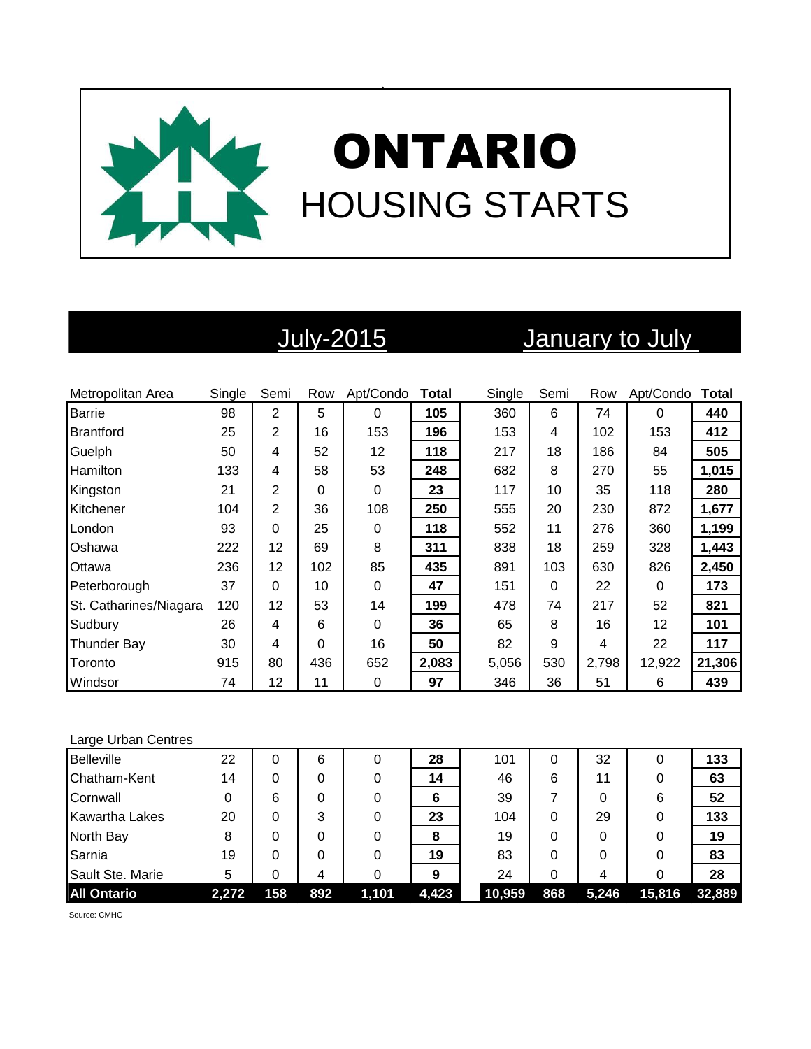# ONTARIO

## HOUSING STARTS

| Metropolitan Area | July-2015 | | | | | January to July | | | | |
|---|---|---|---|---|---|---|---|---|---|---|
| | Single | Semi | Row | Apt/Condo | Total | Single | Semi | Row | Apt/Condo | Total |
| Barrie | 98 | 2 | 5 | 0 | **105** | 360 | 6 | 74 | 0 | **440** |
| Brantford | 25 | 2 | 16 | 153 | **196** | 153 | 4 | 102 | 153 | **412** |
| Guelph | 50 | 4 | 52 | 12 | **118** | 217 | 18 | 186 | 84 | **505** |
| Hamilton | 133 | 4 | 58 | 53 | **248** | 682 | 8 | 270 | 55 | **1,015** |
| Kingston | 21 | 2 | 0 | 0 | **23** | 117 | 10 | 35 | 118 | **280** |
| Kitchener | 104 | 2 | 36 | 108 | **250** | 555 | 20 | 230 | 872 | **1,677** |
| London | 93 | 0 | 25 | 0 | **118** | 552 | 11 | 276 | 360 | **1,199** |
| Oshawa | 222 | 12 | 69 | 8 | **311** | 838 | 18 | 259 | 328 | **1,443** |
| Ottawa | 236 | 12 | 102 | 85 | **435** | 891 | 103 | 630 | 826 | **2,450** |
| Peterborough | 37 | 0 | 10 | 0 | **47** | 151 | 0 | 22 | 0 | **173** |
| St. Catharines/Niagara | 120 | 12 | 53 | 14 | **199** | 478 | 74 | 217 | 52 | **821** |
| Sudbury | 26 | 4 | 6 | 0 | **36** | 65 | 8 | 16 | 12 | **101** |
| Thunder Bay | 30 | 4 | 0 | 16 | **50** | 82 | 9 | 4 | 22 | **117** |
| Toronto | 915 | 80 | 436 | 652 | **2,083** | 5,056 | 530 | 2,798 | 12,922 | **21,306** |
| Windsor | 74 | 12 | 11 | 0 | **97** | 346 | 36 | 51 | 6 | **439** |
| **Large Urban Centres** | | | | | | | | | | |
| Belleville | 22 | 0 | 6 | 0 | **28** | 101 | 0 | 32 | 0 | **133** |
| Chatham-Kent | 14 | 0 | 0 | 0 | **14** | 46 | 6 | 11 | 0 | **63** |
| Cornwall | 0 | 6 | 0 | 0 | **6** | 39 | 7 | 0 | 6 | **52** |
| Kawartha Lakes | 20 | 0 | 3 | 0 | **23** | 104 | 0 | 29 | 0 | **133** |
| North Bay | 8 | 0 | 0 | 0 | **8** | 19 | 0 | 0 | 0 | **19** |
| Sarnia | 19 | 0 | 0 | 0 | **19** | 83 | 0 | 0 | 0 | **83** |
| Sault Ste. Marie | 5 | 0 | 4 | 0 | **9** | 24 | 0 | 4 | 0 | **28** |
| **All Ontario** | **2,272** | **158** | **892** | **1,101** | **4,423** | **10,959** | **868** | **5,246** | **15,816** | **32,889** |

Source: CMHC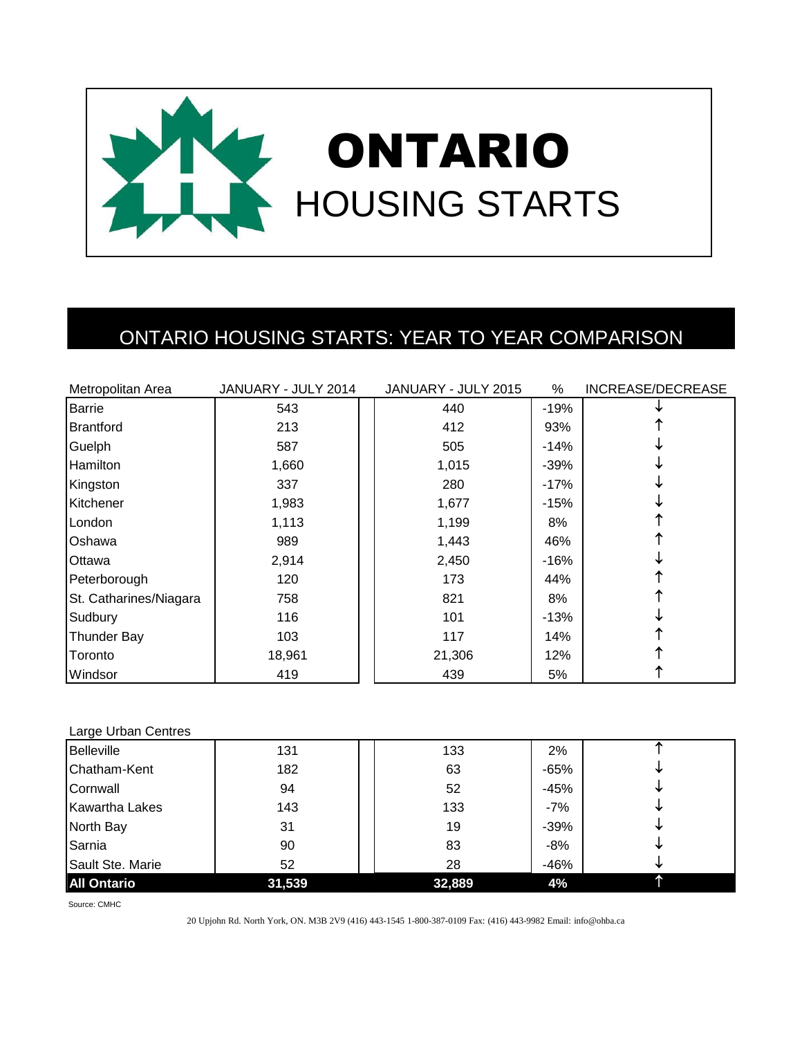# ONTARIO
## HOUSING STARTS

## ONTARIO HOUSING STARTS: YEAR TO YEAR COMPARISON

| Metropolitan Area | JANUARY - JULY 2014 | JANUARY - JULY 2015 | % | INCREASE/DECREASE |
|---|---|---|---|---|
| Barrie | 543 | 440 | -19% | ↓ |
| Brantford | 213 | 412 | 93% | ↑ |
| Guelph | 587 | 505 | -14% | ↓ |
| Hamilton | 1,660 | 1,015 | -39% | ↓ |
| Kingston | 337 | 280 | -17% | ↓ |
| Kitchener | 1,983 | 1,677 | -15% | ↓ |
| London | 1,113 | 1,199 | 8% | ↑ |
| Oshawa | 989 | 1,443 | 46% | ↑ |
| Ottawa | 2,914 | 2,450 | -16% | ↓ |
| Peterborough | 120 | 173 | 44% | ↑ |
| St. Catharines/Niagara | 758 | 821 | 8% | ↑ |
| Sudbury | 116 | 101 | -13% | ↓ |
| Thunder Bay | 103 | 117 | 14% | ↑ |
| Toronto | 18,961 | 21,306 | 12% | ↑ |
| Windsor | 419 | 439 | 5% | ↑ |

| Large Urban Centres | | | | |
|---|---|---|---|---|
| Belleville | 131 | 133 | 2% | ↑ |
| Chatham-Kent | 182 | 63 | -65% | ↓ |
| Cornwall | 94 | 52 | -45% | ↓ |
| Kawartha Lakes | 143 | 133 | -7% | ↓ |
| North Bay | 31 | 19 | -39% | ↓ |
| Sarnia | 90 | 83 | -8% | ↓ |
| Sault Ste. Marie | 52 | 28 | -46% | ↓ |
| **All Ontario** | **31,539** | **32,889** | **4%** | ↑ |

Source: CMHC

20 Upjohn Rd. North York, ON. M3B 2V9 (416) 443-1545 1-800-387-0109 Fax: (416) 443-9982 Email: info@ohba.ca